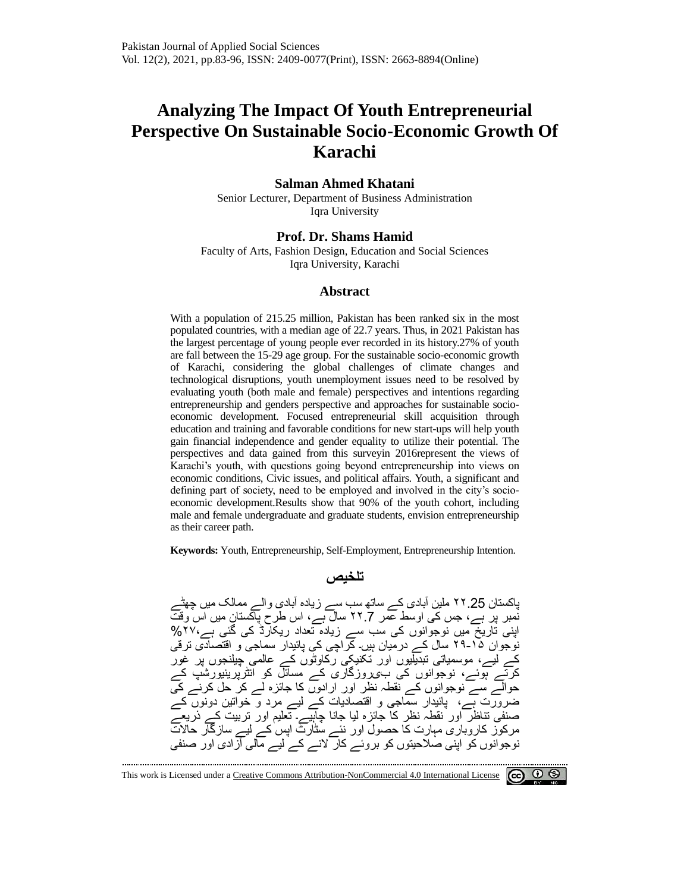Pakistan Journal of Applied Social Sciences
Vol. 12(2), 2021, pp.83-96, ISSN: 2409-0077(Print), ISSN: 2663-8894(Online)

# Analyzing The Impact Of Youth Entrepreneurial Perspective On Sustainable Socio-Economic Growth Of Karachi

**Salman Ahmed Khatani**
Senior Lecturer, Department of Business Administration
Iqra University

**Prof. Dr. Shams Hamid**
Faculty of Arts, Fashion Design, Education and Social Sciences
Iqra University, Karachi

## Abstract

With a population of 215.25 million, Pakistan has been ranked six in the most populated countries, with a median age of 22.7 years. Thus, in 2021 Pakistan has the largest percentage of young people ever recorded in its history.27% of youth are fall between the 15-29 age group. For the sustainable socio-economic growth of Karachi, considering the global challenges of climate changes and technological disruptions, youth unemployment issues need to be resolved by evaluating youth (both male and female) perspectives and intentions regarding entrepreneurship and genders perspective and approaches for sustainable socio-economic development. Focused entrepreneurial skill acquisition through education and training and favorable conditions for new start-ups will help youth gain financial independence and gender equality to utilize their potential. The perspectives and data gained from this surveyin 2016represent the views of Karachi's youth, with questions going beyond entrepreneurship into views on economic conditions, Civic issues, and political affairs. Youth, a significant and defining part of society, need to be employed and involved in the city's socio-economic development.Results show that 90% of the youth cohort, including male and female undergraduate and graduate students, envision entrepreneurship as their career path.

**Keywords:** Youth, Entrepreneurship, Self-Employment, Entrepreneurship Intention.

## تلخیص

پاکستان 22.25 ملین آبادی کے ساتھ سب سے زیادہ آبادی والے ممالک میں چھٹے نمبر پر ہے، جس کی اوسط عمر 22.7 سال ہے، اس طرح پاکستان میں اس وقت اپنی تاریخ میں نوجوانوں کی سب سے زیادہ تعداد ریکارڈ کی گئی ہے،۲۷% نوجوان ۱۵-۲۹ سال کے درمیان ہیں۔ کراچی کی پائیدار سماجی و اقتصادی ترقی کے لیے، موسمیاتی تبدیلیوں اور تکنیکی رکاوٹوں کے عالمی چیلنجوں پر غور کرتے ہوئے، نوجوانوں کی بےروزگاری کے مسائل کو انٹرپرینیورشپ کے حوالے سے نوجوانوں کے نقطہ نظر اور ارادوں کا جائزہ لے کر حل کرنے کی ضرورت ہے، پائیدار سماجی و اقتصادیات کے لیے مرد و خواتین دونوں کے صنفی تناظر اور نقطہ نظر کا جائزہ لیا جانا چاہیے۔ تعلیم اور تربیت کے ذریعے مرکوز کاروباری مہارت کا حصول اور نئے سٹارٹ اپس کے لیے سازگار حالات نوجوانوں کو اپنی صلاحیتوں کو بروئے کار لانے کے لیے مالی آزادی اور صنفی

This work is Licensed under a Creative Commons Attribution-NonCommercial 4.0 International License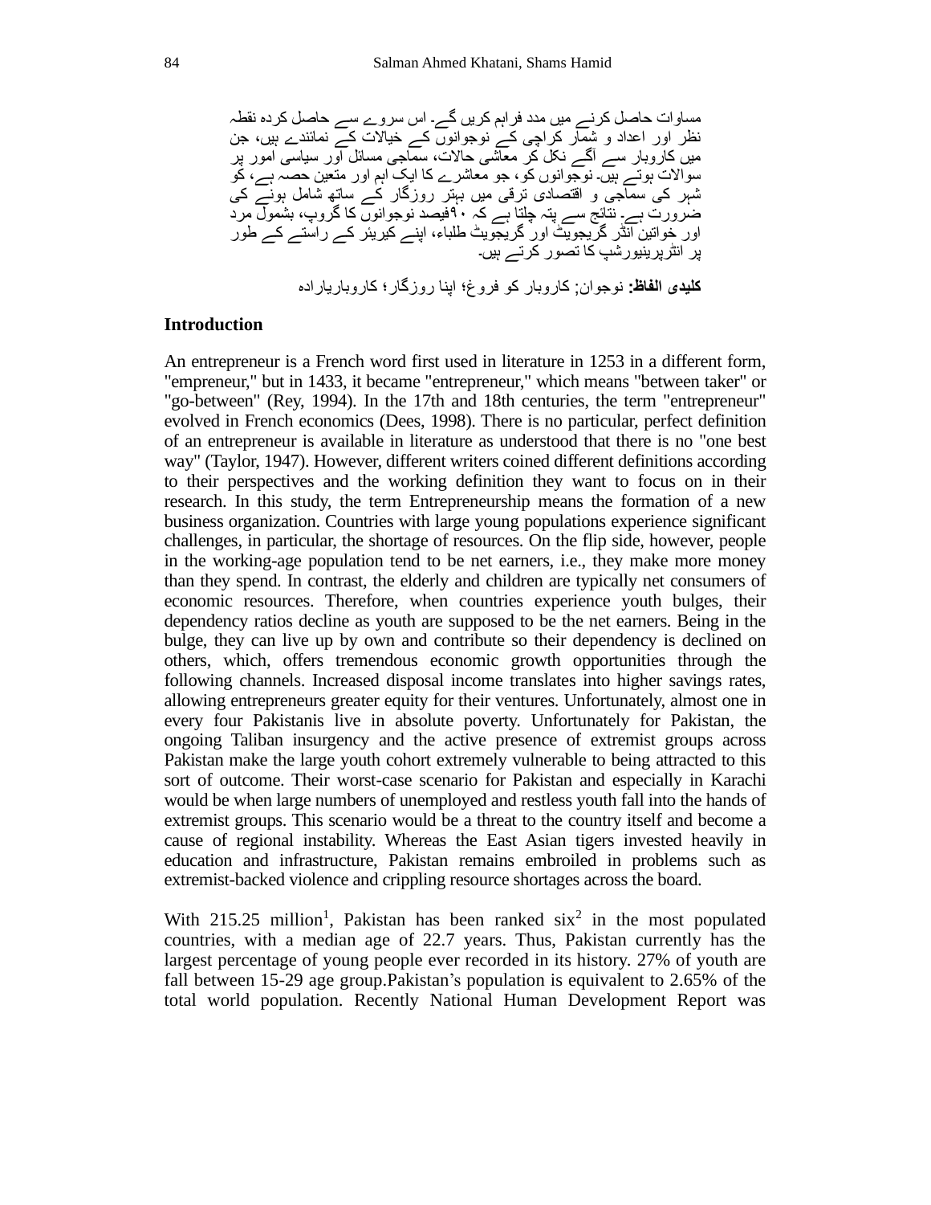مساوات حاصل کرنے میں مدد فراہم کریں گے۔ اس سروے سے حاصل کردہ نقطہ نظر اور اعداد و شمار کراچی کے نوجوانوں کے خیالات کے نمائندے ہیں، جن میں کاروبار سے آگے نکل کر معاشی حالات، سماجی مسائل اور سیاسی امور پر سوالات ہوتے ہیں۔ نوجوانوں کو، جو معاشرے کا ایک اہم اور متعین حصہ ہے، کو شہر کی سماجی و اقتصادی ترقی میں بہتر روزگار کے ساتھ شامل ہونے کی ضرورت ہے۔ نتائج سے پتہ چلتا ہے کہ ۹۰فیصد نوجوانوں کا گروپ، بشمول مرد اور خواتین انڈر گریجویٹ اور گریجویٹ طلباء، اپنے کیریئر کے راستے کے طور پر انٹرپرینیورشپ کا تصور کرتے ہیں۔

**کلیدی الفاظ:** نوجوان; کاروبار کو فروغ؛ اپنا روزگار؛ کاروباریارادہ

## Introduction

An entrepreneur is a French word first used in literature in 1253 in a different form, "empreneur," but in 1433, it became "entrepreneur," which means "between taker" or "go-between" (Rey, 1994). In the 17th and 18th centuries, the term "entrepreneur" evolved in French economics (Dees, 1998). There is no particular, perfect definition of an entrepreneur is available in literature as understood that there is no "one best way" (Taylor, 1947). However, different writers coined different definitions according to their perspectives and the working definition they want to focus on in their research. In this study, the term Entrepreneurship means the formation of a new business organization. Countries with large young populations experience significant challenges, in particular, the shortage of resources. On the flip side, however, people in the working-age population tend to be net earners, i.e., they make more money than they spend. In contrast, the elderly and children are typically net consumers of economic resources. Therefore, when countries experience youth bulges, their dependency ratios decline as youth are supposed to be the net earners. Being in the bulge, they can live up by own and contribute so their dependency is declined on others, which, offers tremendous economic growth opportunities through the following channels. Increased disposal income translates into higher savings rates, allowing entrepreneurs greater equity for their ventures. Unfortunately, almost one in every four Pakistanis live in absolute poverty. Unfortunately for Pakistan, the ongoing Taliban insurgency and the active presence of extremist groups across Pakistan make the large youth cohort extremely vulnerable to being attracted to this sort of outcome. Their worst-case scenario for Pakistan and especially in Karachi would be when large numbers of unemployed and restless youth fall into the hands of extremist groups. This scenario would be a threat to the country itself and become a cause of regional instability. Whereas the East Asian tigers invested heavily in education and infrastructure, Pakistan remains embroiled in problems such as extremist-backed violence and crippling resource shortages across the board.

With 215.25 million[1], Pakistan has been ranked six[2] in the most populated countries, with a median age of 22.7 years. Thus, Pakistan currently has the largest percentage of young people ever recorded in its history. 27% of youth are fall between 15-29 age group.Pakistan's population is equivalent to 2.65% of the total world population. Recently National Human Development Report was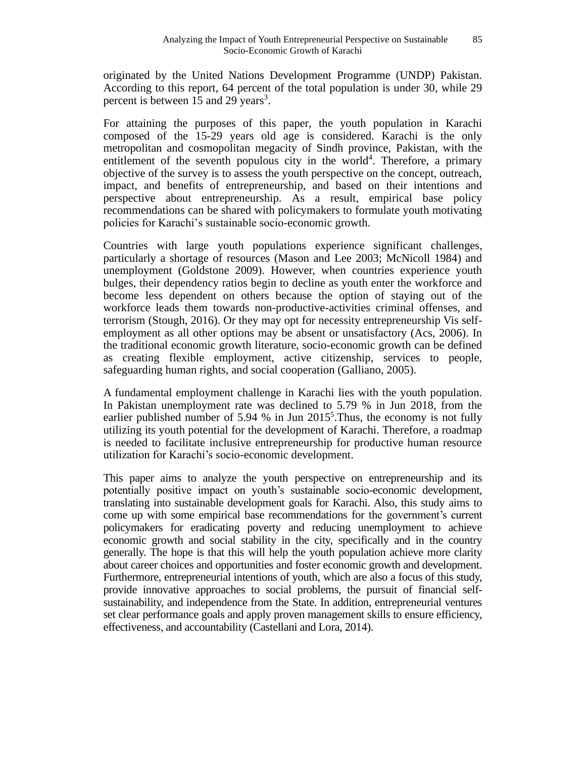originated by the United Nations Development Programme (UNDP) Pakistan. According to this report, 64 percent of the total population is under 30, while 29 percent is between 15 and 29 years[3].

For attaining the purposes of this paper, the youth population in Karachi composed of the 15-29 years old age is considered. Karachi is the only metropolitan and cosmopolitan megacity of Sindh province, Pakistan, with the entitlement of the seventh populous city in the world[4]. Therefore, a primary objective of the survey is to assess the youth perspective on the concept, outreach, impact, and benefits of entrepreneurship, and based on their intentions and perspective about entrepreneurship. As a result, empirical base policy recommendations can be shared with policymakers to formulate youth motivating policies for Karachi's sustainable socio-economic growth.

Countries with large youth populations experience significant challenges, particularly a shortage of resources (Mason and Lee 2003; McNicoll 1984) and unemployment (Goldstone 2009). However, when countries experience youth bulges, their dependency ratios begin to decline as youth enter the workforce and become less dependent on others because the option of staying out of the workforce leads them towards non-productive-activities criminal offenses, and terrorism (Stough, 2016). Or they may opt for necessity entrepreneurship Vis self-employment as all other options may be absent or unsatisfactory (Acs, 2006). In the traditional economic growth literature, socio-economic growth can be defined as creating flexible employment, active citizenship, services to people, safeguarding human rights, and social cooperation (Galliano, 2005).

A fundamental employment challenge in Karachi lies with the youth population. In Pakistan unemployment rate was declined to 5.79 % in Jun 2018, from the earlier published number of 5.94 % in Jun 2015[5].Thus, the economy is not fully utilizing its youth potential for the development of Karachi. Therefore, a roadmap is needed to facilitate inclusive entrepreneurship for productive human resource utilization for Karachi's socio-economic development.

This paper aims to analyze the youth perspective on entrepreneurship and its potentially positive impact on youth's sustainable socio-economic development, translating into sustainable development goals for Karachi. Also, this study aims to come up with some empirical base recommendations for the government's current policymakers for eradicating poverty and reducing unemployment to achieve economic growth and social stability in the city, specifically and in the country generally. The hope is that this will help the youth population achieve more clarity about career choices and opportunities and foster economic growth and development. Furthermore, entrepreneurial intentions of youth, which are also a focus of this study, provide innovative approaches to social problems, the pursuit of financial self-sustainability, and independence from the State. In addition, entrepreneurial ventures set clear performance goals and apply proven management skills to ensure efficiency, effectiveness, and accountability (Castellani and Lora, 2014).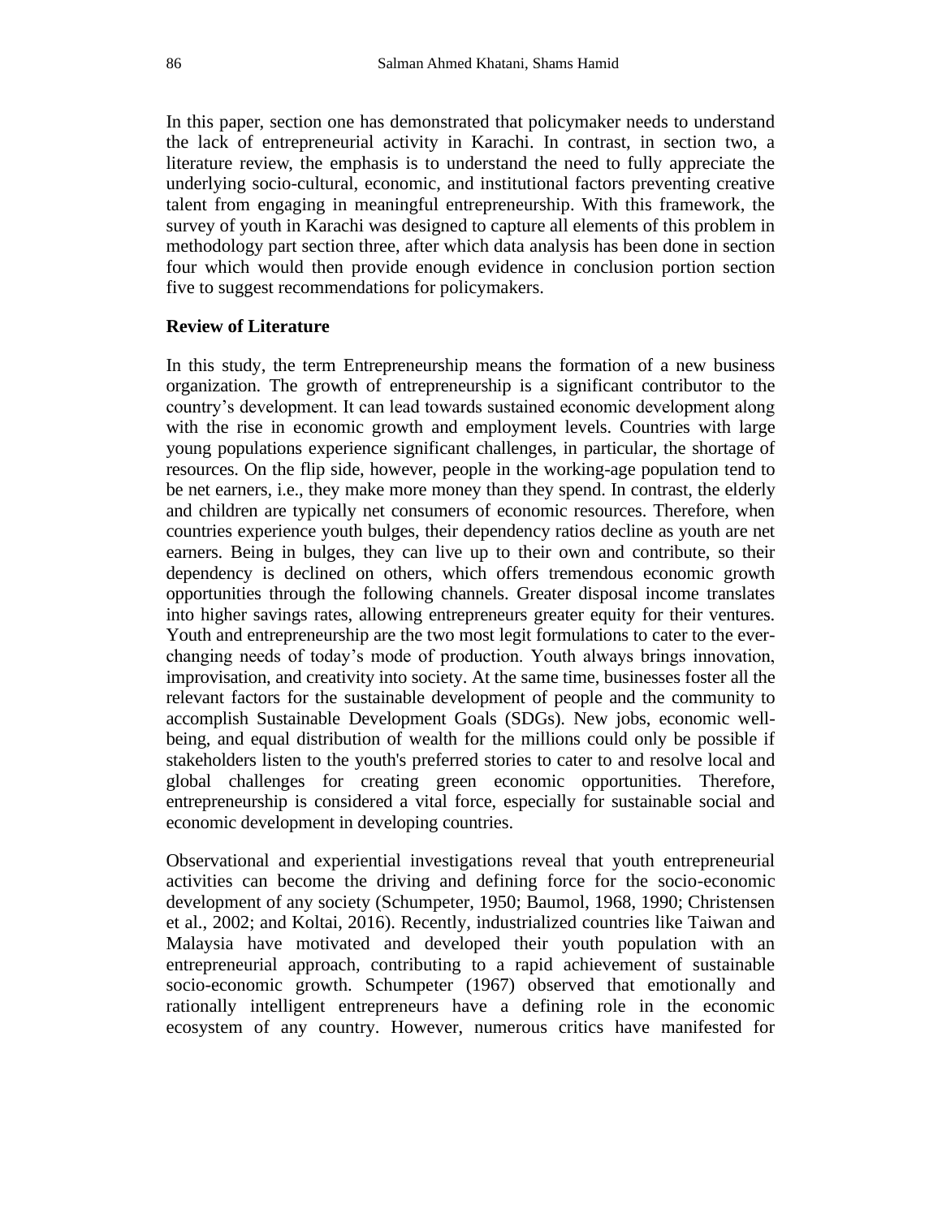In this paper, section one has demonstrated that policymaker needs to understand the lack of entrepreneurial activity in Karachi. In contrast, in section two, a literature review, the emphasis is to understand the need to fully appreciate the underlying socio-cultural, economic, and institutional factors preventing creative talent from engaging in meaningful entrepreneurship. With this framework, the survey of youth in Karachi was designed to capture all elements of this problem in methodology part section three, after which data analysis has been done in section four which would then provide enough evidence in conclusion portion section five to suggest recommendations for policymakers.

**Review of Literature**

In this study, the term Entrepreneurship means the formation of a new business organization. The growth of entrepreneurship is a significant contributor to the country's development. It can lead towards sustained economic development along with the rise in economic growth and employment levels. Countries with large young populations experience significant challenges, in particular, the shortage of resources. On the flip side, however, people in the working-age population tend to be net earners, i.e., they make more money than they spend. In contrast, the elderly and children are typically net consumers of economic resources. Therefore, when countries experience youth bulges, their dependency ratios decline as youth are net earners. Being in bulges, they can live up to their own and contribute, so their dependency is declined on others, which offers tremendous economic growth opportunities through the following channels. Greater disposal income translates into higher savings rates, allowing entrepreneurs greater equity for their ventures. Youth and entrepreneurship are the two most legit formulations to cater to the ever-changing needs of today's mode of production. Youth always brings innovation, improvisation, and creativity into society. At the same time, businesses foster all the relevant factors for the sustainable development of people and the community to accomplish Sustainable Development Goals (SDGs). New jobs, economic well-being, and equal distribution of wealth for the millions could only be possible if stakeholders listen to the youth's preferred stories to cater to and resolve local and global challenges for creating green economic opportunities. Therefore, entrepreneurship is considered a vital force, especially for sustainable social and economic development in developing countries.

Observational and experiential investigations reveal that youth entrepreneurial activities can become the driving and defining force for the socio-economic development of any society (Schumpeter, 1950; Baumol, 1968, 1990; Christensen et al., 2002; and Koltai, 2016). Recently, industrialized countries like Taiwan and Malaysia have motivated and developed their youth population with an entrepreneurial approach, contributing to a rapid achievement of sustainable socio-economic growth. Schumpeter (1967) observed that emotionally and rationally intelligent entrepreneurs have a defining role in the economic ecosystem of any country. However, numerous critics have manifested for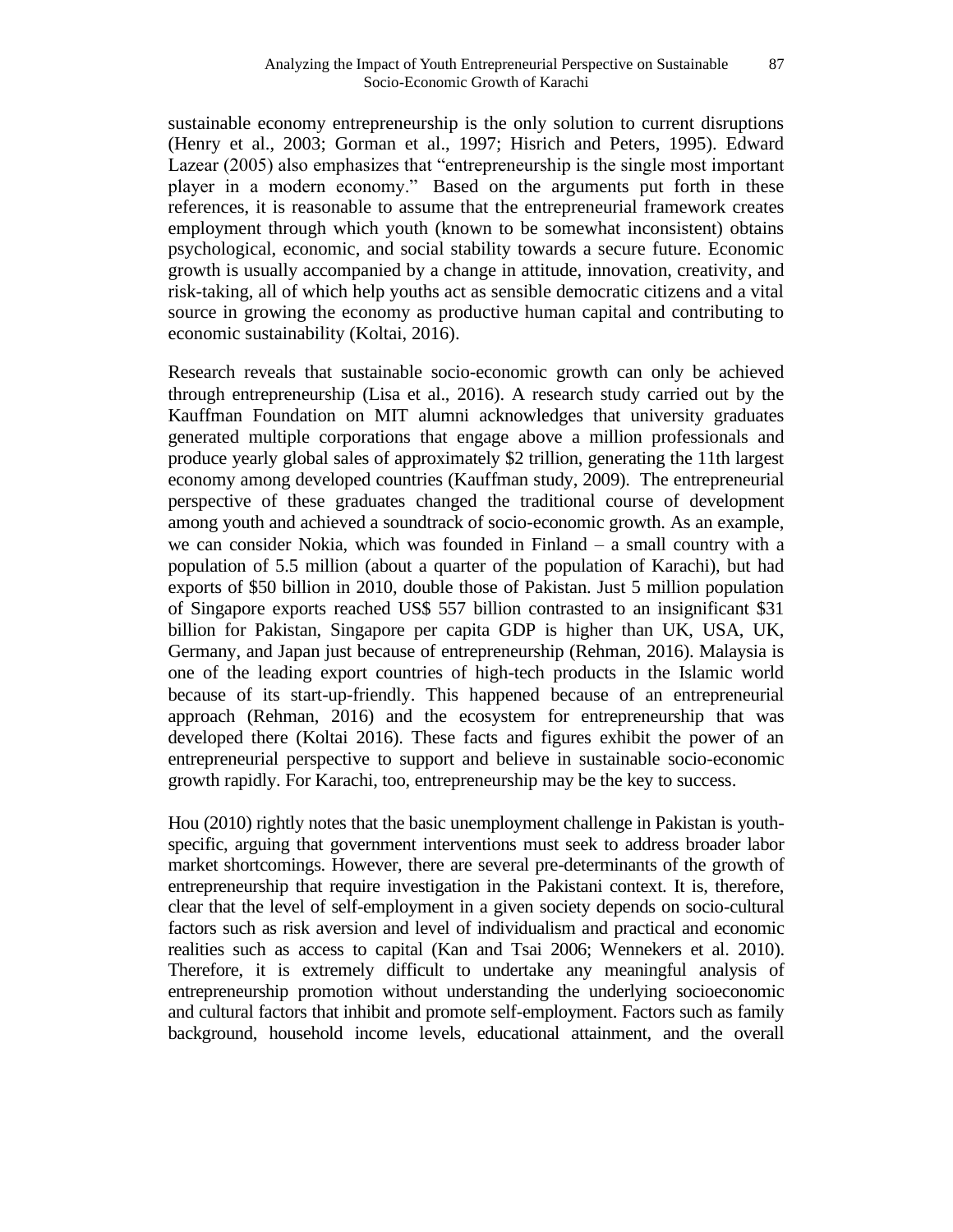sustainable economy entrepreneurship is the only solution to current disruptions (Henry et al., 2003; Gorman et al., 1997; Hisrich and Peters, 1995). Edward Lazear (2005) also emphasizes that "entrepreneurship is the single most important player in a modern economy." Based on the arguments put forth in these references, it is reasonable to assume that the entrepreneurial framework creates employment through which youth (known to be somewhat inconsistent) obtains psychological, economic, and social stability towards a secure future. Economic growth is usually accompanied by a change in attitude, innovation, creativity, and risk-taking, all of which help youths act as sensible democratic citizens and a vital source in growing the economy as productive human capital and contributing to economic sustainability (Koltai, 2016).

Research reveals that sustainable socio-economic growth can only be achieved through entrepreneurship (Lisa et al., 2016). A research study carried out by the Kauffman Foundation on MIT alumni acknowledges that university graduates generated multiple corporations that engage above a million professionals and produce yearly global sales of approximately $2 trillion, generating the 11th largest economy among developed countries (Kauffman study, 2009). The entrepreneurial perspective of these graduates changed the traditional course of development among youth and achieved a soundtrack of socio-economic growth. As an example, we can consider Nokia, which was founded in Finland – a small country with a population of 5.5 million (about a quarter of the population of Karachi), but had exports of $50 billion in 2010, double those of Pakistan. Just 5 million population of Singapore exports reached US$ 557 billion contrasted to an insignificant $31 billion for Pakistan, Singapore per capita GDP is higher than UK, USA, UK, Germany, and Japan just because of entrepreneurship (Rehman, 2016). Malaysia is one of the leading export countries of high-tech products in the Islamic world because of its start-up-friendly. This happened because of an entrepreneurial approach (Rehman, 2016) and the ecosystem for entrepreneurship that was developed there (Koltai 2016). These facts and figures exhibit the power of an entrepreneurial perspective to support and believe in sustainable socio-economic growth rapidly. For Karachi, too, entrepreneurship may be the key to success.

Hou (2010) rightly notes that the basic unemployment challenge in Pakistan is youth-specific, arguing that government interventions must seek to address broader labor market shortcomings. However, there are several pre-determinants of the growth of entrepreneurship that require investigation in the Pakistani context. It is, therefore, clear that the level of self-employment in a given society depends on socio-cultural factors such as risk aversion and level of individualism and practical and economic realities such as access to capital (Kan and Tsai 2006; Wennekers et al. 2010). Therefore, it is extremely difficult to undertake any meaningful analysis of entrepreneurship promotion without understanding the underlying socioeconomic and cultural factors that inhibit and promote self-employment. Factors such as family background, household income levels, educational attainment, and the overall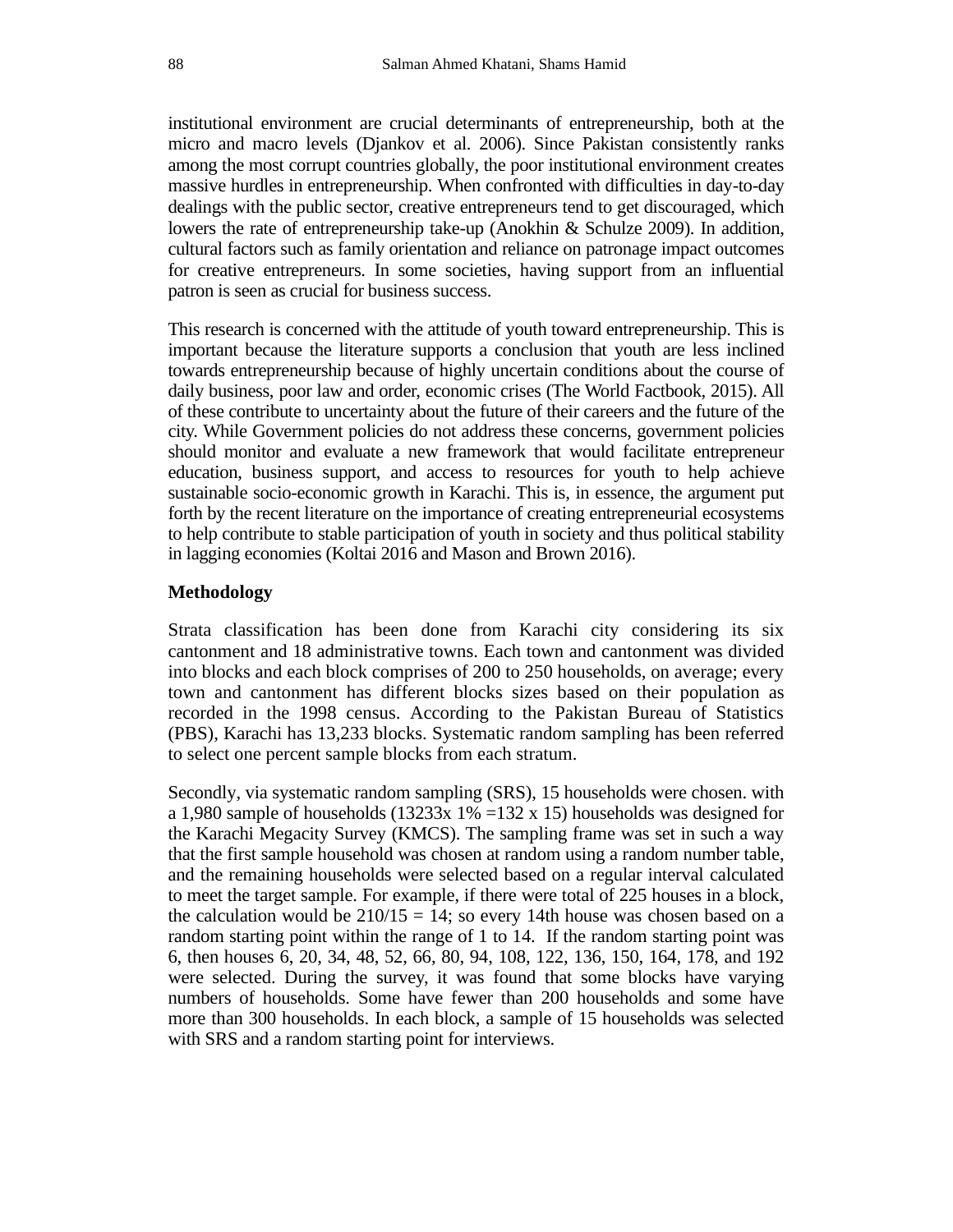institutional environment are crucial determinants of entrepreneurship, both at the micro and macro levels (Djankov et al. 2006). Since Pakistan consistently ranks among the most corrupt countries globally, the poor institutional environment creates massive hurdles in entrepreneurship. When confronted with difficulties in day-to-day dealings with the public sector, creative entrepreneurs tend to get discouraged, which lowers the rate of entrepreneurship take-up (Anokhin & Schulze 2009). In addition, cultural factors such as family orientation and reliance on patronage impact outcomes for creative entrepreneurs. In some societies, having support from an influential patron is seen as crucial for business success.

This research is concerned with the attitude of youth toward entrepreneurship. This is important because the literature supports a conclusion that youth are less inclined towards entrepreneurship because of highly uncertain conditions about the course of daily business, poor law and order, economic crises (The World Factbook, 2015). All of these contribute to uncertainty about the future of their careers and the future of the city. While Government policies do not address these concerns, government policies should monitor and evaluate a new framework that would facilitate entrepreneur education, business support, and access to resources for youth to help achieve sustainable socio-economic growth in Karachi. This is, in essence, the argument put forth by the recent literature on the importance of creating entrepreneurial ecosystems to help contribute to stable participation of youth in society and thus political stability in lagging economies (Koltai 2016 and Mason and Brown 2016).

## Methodology

Strata classification has been done from Karachi city considering its six cantonment and 18 administrative towns. Each town and cantonment was divided into blocks and each block comprises of 200 to 250 households, on average; every town and cantonment has different blocks sizes based on their population as recorded in the 1998 census. According to the Pakistan Bureau of Statistics (PBS), Karachi has 13,233 blocks. Systematic random sampling has been referred to select one percent sample blocks from each stratum.

Secondly, via systematic random sampling (SRS), 15 households were chosen. with a 1,980 sample of households (13233x 1% =132 x 15) households was designed for the Karachi Megacity Survey (KMCS). The sampling frame was set in such a way that the first sample household was chosen at random using a random number table, and the remaining households were selected based on a regular interval calculated to meet the target sample. For example, if there were total of 225 houses in a block, the calculation would be 210/15 = 14; so every 14th house was chosen based on a random starting point within the range of 1 to 14. If the random starting point was 6, then houses 6, 20, 34, 48, 52, 66, 80, 94, 108, 122, 136, 150, 164, 178, and 192 were selected. During the survey, it was found that some blocks have varying numbers of households. Some have fewer than 200 households and some have more than 300 households. In each block, a sample of 15 households was selected with SRS and a random starting point for interviews.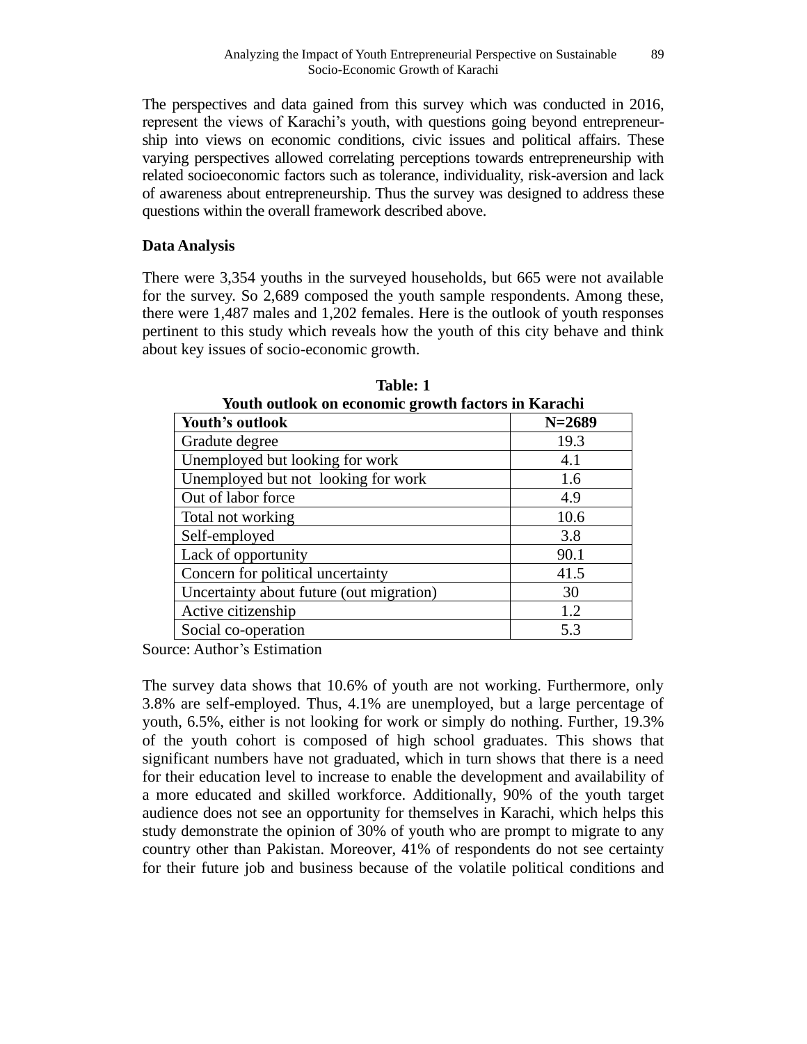The perspectives and data gained from this survey which was conducted in 2016, represent the views of Karachi's youth, with questions going beyond entrepreneurship into views on economic conditions, civic issues and political affairs. These varying perspectives allowed correlating perceptions towards entrepreneurship with related socioeconomic factors such as tolerance, individuality, risk-aversion and lack of awareness about entrepreneurship. Thus the survey was designed to address these questions within the overall framework described above.

**Data Analysis**

There were 3,354 youths in the surveyed households, but 665 were not available for the survey. So 2,689 composed the youth sample respondents. Among these, there were 1,487 males and 1,202 females. Here is the outlook of youth responses pertinent to this study which reveals how the youth of this city behave and think about key issues of socio-economic growth.

**Table: 1**
**Youth outlook on economic growth factors in Karachi**

| Youth's outlook | N=2689 |
|---|---|
| Gradute degree | 19.3 |
| Unemployed but looking for work | 4.1 |
| Unemployed but not looking for work | 1.6 |
| Out of labor force | 4.9 |
| Total not working | 10.6 |
| Self-employed | 3.8 |
| Lack of opportunity | 90.1 |
| Concern for political uncertainty | 41.5 |
| Uncertainty about future (out migration) | 30 |
| Active citizenship | 1.2 |
| Social co-operation | 5.3 |

Source: Author's Estimation

The survey data shows that 10.6% of youth are not working. Furthermore, only 3.8% are self-employed. Thus, 4.1% are unemployed, but a large percentage of youth, 6.5%, either is not looking for work or simply do nothing. Further, 19.3% of the youth cohort is composed of high school graduates. This shows that significant numbers have not graduated, which in turn shows that there is a need for their education level to increase to enable the development and availability of a more educated and skilled workforce. Additionally, 90% of the youth target audience does not see an opportunity for themselves in Karachi, which helps this study demonstrate the opinion of 30% of youth who are prompt to migrate to any country other than Pakistan. Moreover, 41% of respondents do not see certainty for their future job and business because of the volatile political conditions and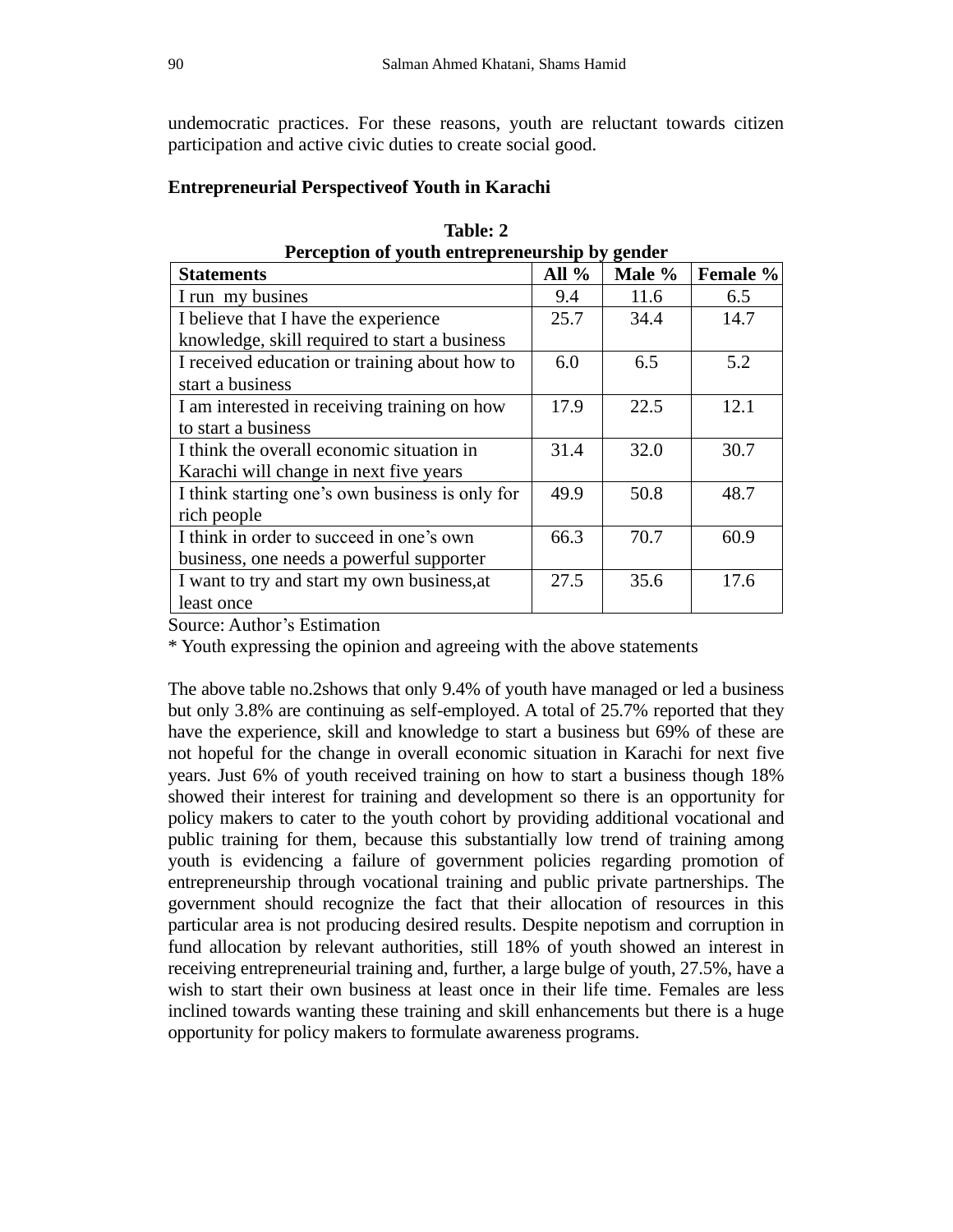undemocratic practices. For these reasons, youth are reluctant towards citizen participation and active civic duties to create social good.

**Entrepreneurial Perspectiveof Youth in Karachi**

**Table: 2**
**Perception of youth entrepreneurship by gender**

| Statements | All % | Male % | Female % |
|---|---|---|---|
| I run my busines | 9.4 | 11.6 | 6.5 |
| I believe that I have the experience knowledge, skill required to start a business | 25.7 | 34.4 | 14.7 |
| I received education or training about how to start a business | 6.0 | 6.5 | 5.2 |
| I am interested in receiving training on how to start a business | 17.9 | 22.5 | 12.1 |
| I think the overall economic situation in Karachi will change in next five years | 31.4 | 32.0 | 30.7 |
| I think starting one's own business is only for rich people | 49.9 | 50.8 | 48.7 |
| I think in order to succeed in one's own business, one needs a powerful supporter | 66.3 | 70.7 | 60.9 |
| I want to try and start my own business,at least once | 27.5 | 35.6 | 17.6 |

Source: Author's Estimation

* Youth expressing the opinion and agreeing with the above statements

The above table no.2shows that only 9.4% of youth have managed or led a business but only 3.8% are continuing as self-employed. A total of 25.7% reported that they have the experience, skill and knowledge to start a business but 69% of these are not hopeful for the change in overall economic situation in Karachi for next five years. Just 6% of youth received training on how to start a business though 18% showed their interest for training and development so there is an opportunity for policy makers to cater to the youth cohort by providing additional vocational and public training for them, because this substantially low trend of training among youth is evidencing a failure of government policies regarding promotion of entrepreneurship through vocational training and public private partnerships. The government should recognize the fact that their allocation of resources in this particular area is not producing desired results. Despite nepotism and corruption in fund allocation by relevant authorities, still 18% of youth showed an interest in receiving entrepreneurial training and, further, a large bulge of youth, 27.5%, have a wish to start their own business at least once in their life time. Females are less inclined towards wanting these training and skill enhancements but there is a huge opportunity for policy makers to formulate awareness programs.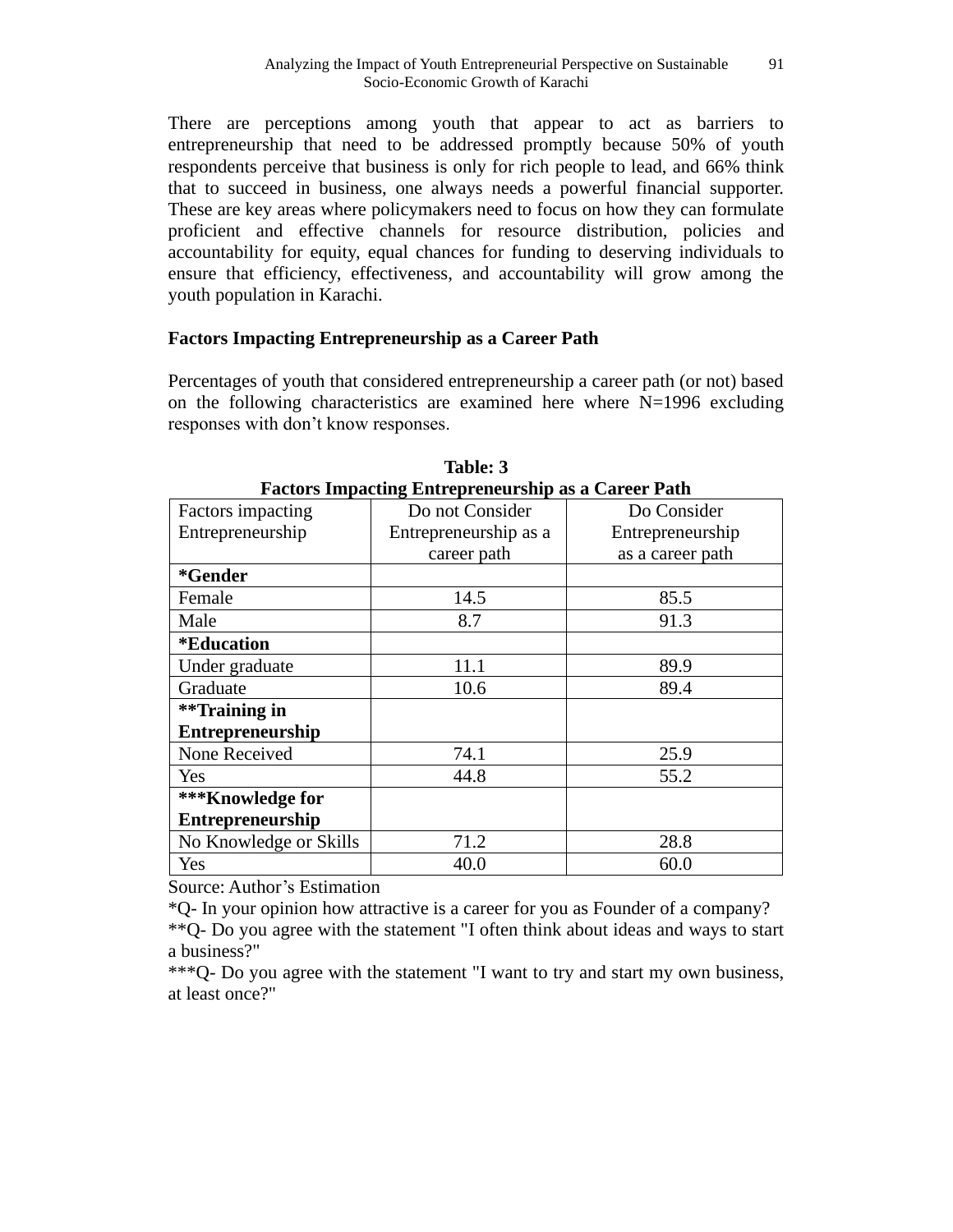There are perceptions among youth that appear to act as barriers to entrepreneurship that need to be addressed promptly because 50% of youth respondents perceive that business is only for rich people to lead, and 66% think that to succeed in business, one always needs a powerful financial supporter. These are key areas where policymakers need to focus on how they can formulate proficient and effective channels for resource distribution, policies and accountability for equity, equal chances for funding to deserving individuals to ensure that efficiency, effectiveness, and accountability will grow among the youth population in Karachi.

### Factors Impacting Entrepreneurship as a Career Path

Percentages of youth that considered entrepreneurship a career path (or not) based on the following characteristics are examined here where N=1996 excluding responses with don't know responses.

**Table: 3**
**Factors Impacting Entrepreneurship as a Career Path**

| Factors impacting Entrepreneurship | Do not Consider Entrepreneurship as a career path | Do Consider Entrepreneurship as a career path |
|---|---|---|
| **\*Gender** | | |
| Female | 14.5 | 85.5 |
| Male | 8.7 | 91.3 |
| **\*Education** | | |
| Under graduate | 11.1 | 89.9 |
| Graduate | 10.6 | 89.4 |
| **\*\*Training in Entrepreneurship** | | |
| None Received | 74.1 | 25.9 |
| Yes | 44.8 | 55.2 |
| **\*\*\*Knowledge for Entrepreneurship** | | |
| No Knowledge or Skills | 71.2 | 28.8 |
| Yes | 40.0 | 60.0 |

Source: Author's Estimation
*Q- In your opinion how attractive is a career for you as Founder of a company?
**Q- Do you agree with the statement "I often think about ideas and ways to start a business?"
***Q- Do you agree with the statement "I want to try and start my own business, at least once?"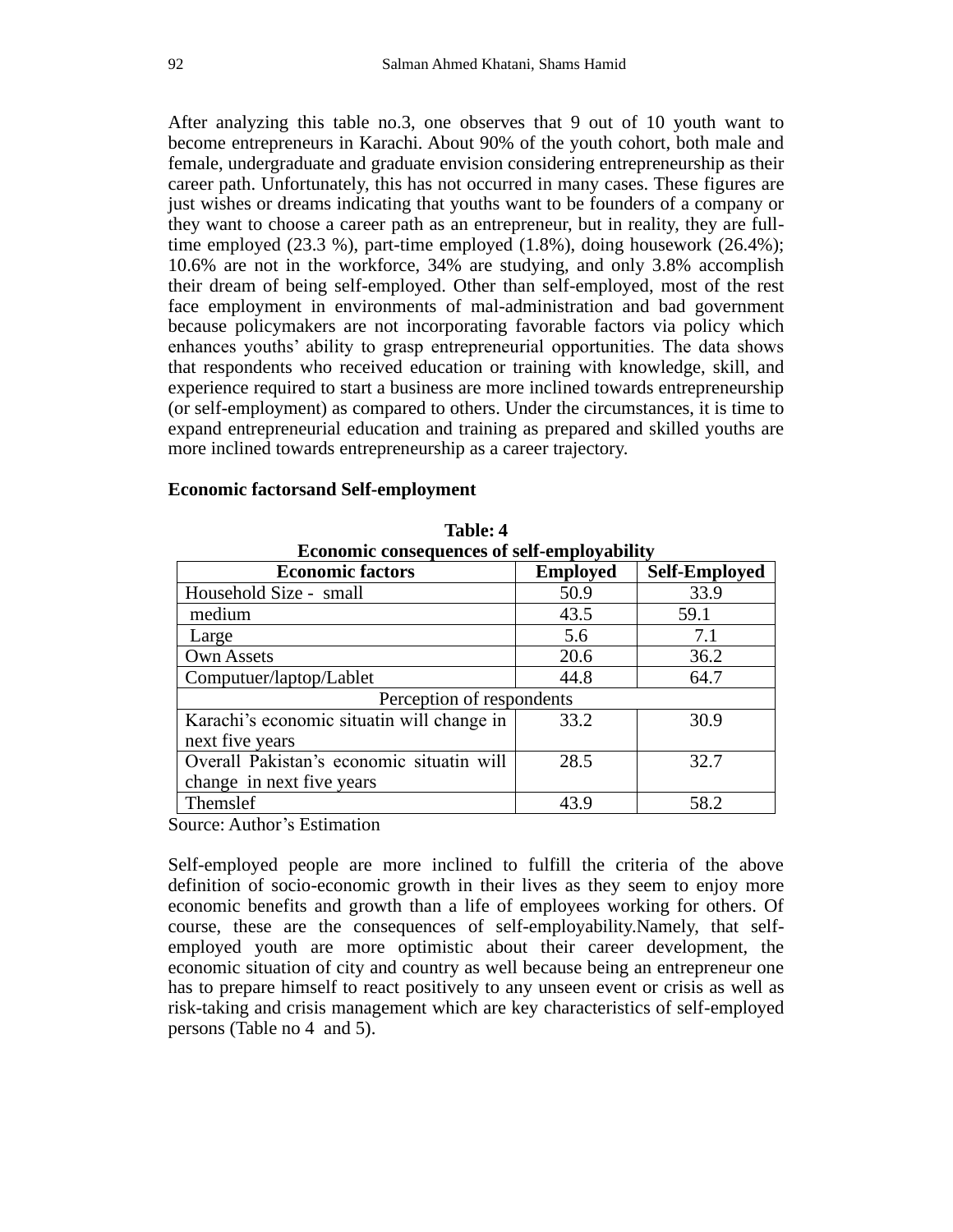After analyzing this table no.3, one observes that 9 out of 10 youth want to become entrepreneurs in Karachi. About 90% of the youth cohort, both male and female, undergraduate and graduate envision considering entrepreneurship as their career path. Unfortunately, this has not occurred in many cases. These figures are just wishes or dreams indicating that youths want to be founders of a company or they want to choose a career path as an entrepreneur, but in reality, they are full-time employed (23.3 %), part-time employed (1.8%), doing housework (26.4%); 10.6% are not in the workforce, 34% are studying, and only 3.8% accomplish their dream of being self-employed. Other than self-employed, most of the rest face employment in environments of mal-administration and bad government because policymakers are not incorporating favorable factors via policy which enhances youths' ability to grasp entrepreneurial opportunities. The data shows that respondents who received education or training with knowledge, skill, and experience required to start a business are more inclined towards entrepreneurship (or self-employment) as compared to others. Under the circumstances, it is time to expand entrepreneurial education and training as prepared and skilled youths are more inclined towards entrepreneurship as a career trajectory.

**Economic factorsand Self-employment**

**Table: 4**
**Economic consequences of self-employability**

| Economic factors | Employed | Self-Employed |
|---|---|---|
| Household Size - small | 50.9 | 33.9 |
| medium | 43.5 | 59.1 |
| Large | 5.6 | 7.1 |
| Own Assets | 20.6 | 36.2 |
| Computuer/laptop/Lablet | 44.8 | 64.7 |
| Perception of respondents | | |
| Karachi's economic situatin will change in next five years | 33.2 | 30.9 |
| Overall Pakistan's economic situatin will change in next five years | 28.5 | 32.7 |
| Themslef | 43.9 | 58.2 |

Source: Author's Estimation

Self-employed people are more inclined to fulfill the criteria of the above definition of socio-economic growth in their lives as they seem to enjoy more economic benefits and growth than a life of employees working for others. Of course, these are the consequences of self-employability.Namely, that self-employed youth are more optimistic about their career development, the economic situation of city and country as well because being an entrepreneur one has to prepare himself to react positively to any unseen event or crisis as well as risk-taking and crisis management which are key characteristics of self-employed persons (Table no 4 and 5).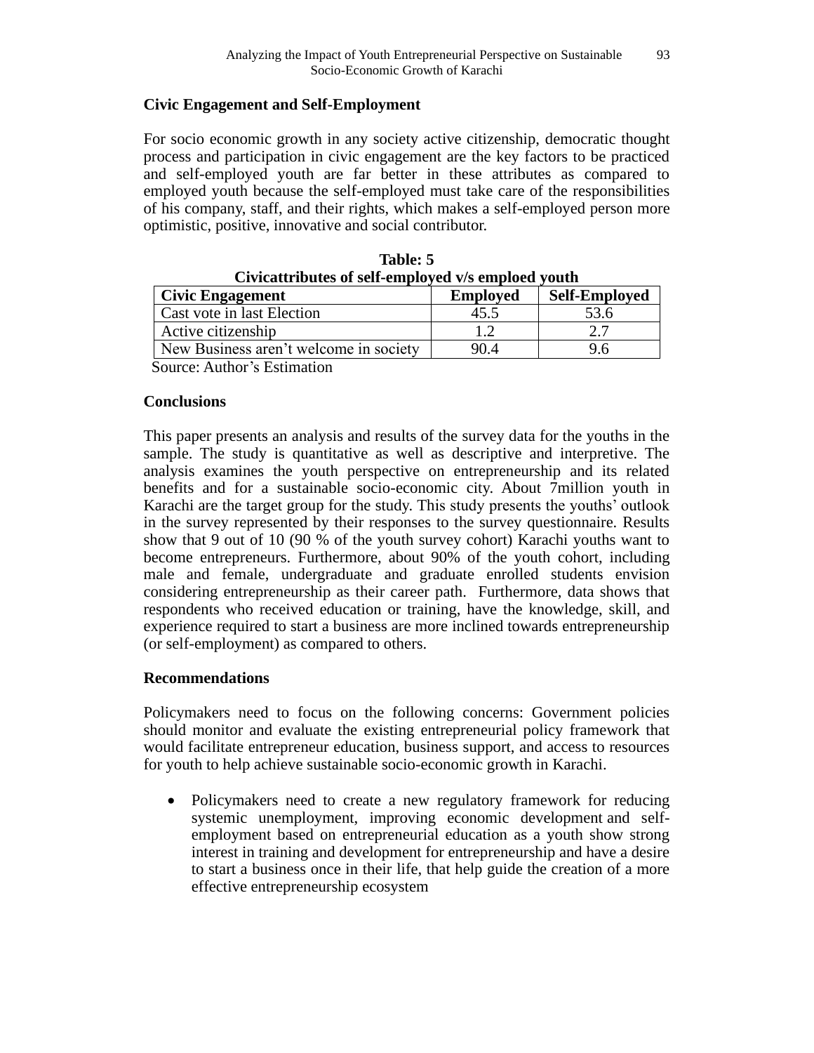### Civic Engagement and Self-Employment

For socio economic growth in any society active citizenship, democratic thought process and participation in civic engagement are the key factors to be practiced and self-employed youth are far better in these attributes as compared to employed youth because the self-employed must take care of the responsibilities of his company, staff, and their rights, which makes a self-employed person more optimistic, positive, innovative and social contributor.

**Table: 5**
**Civicattributes of self-employed v/s emploed youth**

| Civic Engagement | Employed | Self-Employed |
|---|---|---|
| Cast vote in last Election | 45.5 | 53.6 |
| Active citizenship | 1.2 | 2.7 |
| New Business aren't welcome in society | 90.4 | 9.6 |

Source: Author's Estimation

### Conclusions

This paper presents an analysis and results of the survey data for the youths in the sample. The study is quantitative as well as descriptive and interpretive. The analysis examines the youth perspective on entrepreneurship and its related benefits and for a sustainable socio-economic city. About 7million youth in Karachi are the target group for the study. This study presents the youths' outlook in the survey represented by their responses to the survey questionnaire. Results show that 9 out of 10 (90 % of the youth survey cohort) Karachi youths want to become entrepreneurs. Furthermore, about 90% of the youth cohort, including male and female, undergraduate and graduate enrolled students envision considering entrepreneurship as their career path. Furthermore, data shows that respondents who received education or training, have the knowledge, skill, and experience required to start a business are more inclined towards entrepreneurship (or self-employment) as compared to others.

### Recommendations

Policymakers need to focus on the following concerns: Government policies should monitor and evaluate the existing entrepreneurial policy framework that would facilitate entrepreneur education, business support, and access to resources for youth to help achieve sustainable socio-economic growth in Karachi.

- Policymakers need to create a new regulatory framework for reducing systemic unemployment, improving economic development and self-employment based on entrepreneurial education as a youth show strong interest in training and development for entrepreneurship and have a desire to start a business once in their life, that help guide the creation of a more effective entrepreneurship ecosystem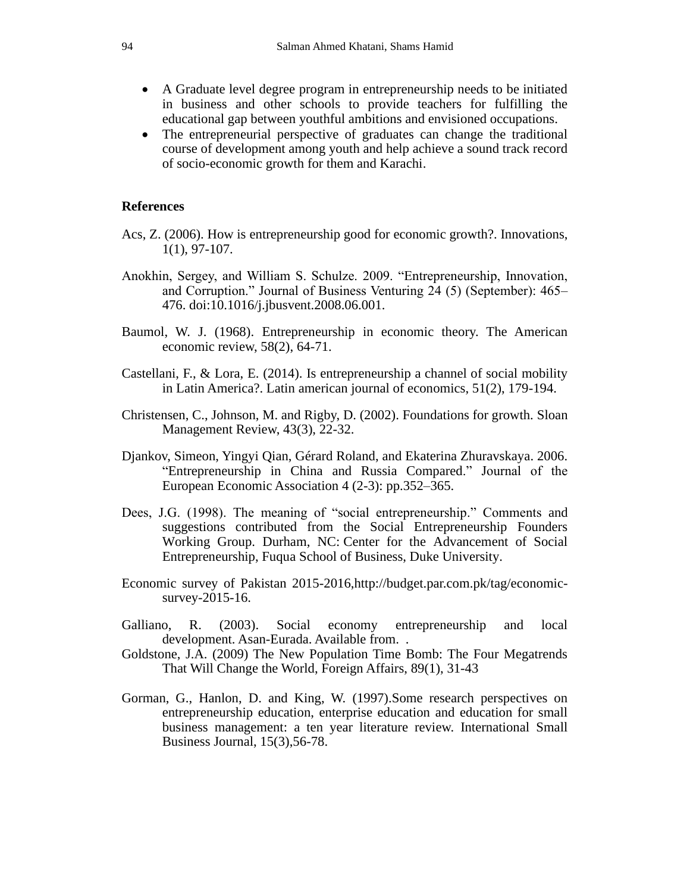- A Graduate level degree program in entrepreneurship needs to be initiated in business and other schools to provide teachers for fulfilling the educational gap between youthful ambitions and envisioned occupations.
- The entrepreneurial perspective of graduates can change the traditional course of development among youth and help achieve a sound track record of socio-economic growth for them and Karachi.

## References

Acs, Z. (2006). How is entrepreneurship good for economic growth?. Innovations, 1(1), 97-107.

Anokhin, Sergey, and William S. Schulze. 2009. "Entrepreneurship, Innovation, and Corruption." Journal of Business Venturing 24 (5) (September): 465–476. doi:10.1016/j.jbusvent.2008.06.001.

Baumol, W. J. (1968). Entrepreneurship in economic theory. The American economic review, 58(2), 64-71.

Castellani, F., & Lora, E. (2014). Is entrepreneurship a channel of social mobility in Latin America?. Latin american journal of economics, 51(2), 179-194.

Christensen, C., Johnson, M. and Rigby, D. (2002). Foundations for growth. Sloan Management Review, 43(3), 22-32.

Djankov, Simeon, Yingyi Qian, Gérard Roland, and Ekaterina Zhuravskaya. 2006. "Entrepreneurship in China and Russia Compared." Journal of the European Economic Association 4 (2-3): pp.352–365.

Dees, J.G. (1998). The meaning of "social entrepreneurship." Comments and suggestions contributed from the Social Entrepreneurship Founders Working Group. Durham, NC: Center for the Advancement of Social Entrepreneurship, Fuqua School of Business, Duke University.

Economic survey of Pakistan 2015-2016,http://budget.par.com.pk/tag/economic-survey-2015-16.

Galliano, R. (2003). Social economy entrepreneurship and local development. Asan-Eurada. Available from. .

Goldstone, J.A. (2009) The New Population Time Bomb: The Four Megatrends That Will Change the World, Foreign Affairs, 89(1), 31-43

Gorman, G., Hanlon, D. and King, W. (1997).Some research perspectives on entrepreneurship education, enterprise education and education for small business management: a ten year literature review. International Small Business Journal, 15(3),56-78.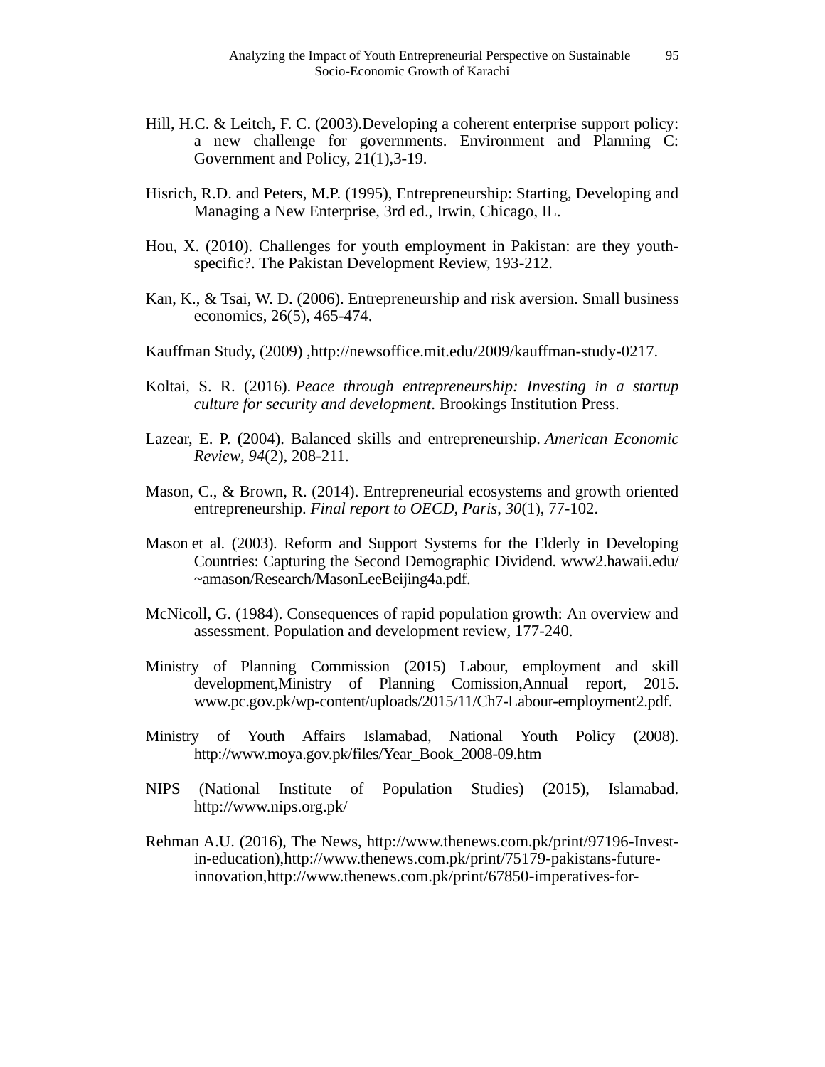Hill, H.C. & Leitch, F. C. (2003).Developing a coherent enterprise support policy: a new challenge for governments. Environment and Planning C: Government and Policy, 21(1),3-19.

Hisrich, R.D. and Peters, M.P. (1995), Entrepreneurship: Starting, Developing and Managing a New Enterprise, 3rd ed., Irwin, Chicago, IL.

Hou, X. (2010). Challenges for youth employment in Pakistan: are they youth-specific?. The Pakistan Development Review, 193-212.

Kan, K., & Tsai, W. D. (2006). Entrepreneurship and risk aversion. Small business economics, 26(5), 465-474.

Kauffman Study, (2009) ,http://newsoffice.mit.edu/2009/kauffman-study-0217.

Koltai, S. R. (2016). *Peace through entrepreneurship: Investing in a startup culture for security and development*. Brookings Institution Press.

Lazear, E. P. (2004). Balanced skills and entrepreneurship. *American Economic Review*, *94*(2), 208-211.

Mason, C., & Brown, R. (2014). Entrepreneurial ecosystems and growth oriented entrepreneurship. *Final report to OECD, Paris*, *30*(1), 77-102.

Mason et al. (2003). Reform and Support Systems for the Elderly in Developing Countries: Capturing the Second Demographic Dividend. www2.hawaii.edu/~amason/Research/MasonLeeBeijing4a.pdf.

McNicoll, G. (1984). Consequences of rapid population growth: An overview and assessment. Population and development review, 177-240.

Ministry of Planning Commission (2015) Labour, employment and skill development,Ministry of Planning Comission,Annual report, 2015. www.pc.gov.pk/wp-content/uploads/2015/11/Ch7-Labour-employment2.pdf.

Ministry of Youth Affairs Islamabad, National Youth Policy (2008). http://www.moya.gov.pk/files/Year_Book_2008-09.htm

NIPS (National Institute of Population Studies) (2015), Islamabad. http://www.nips.org.pk/

Rehman A.U. (2016), The News, http://www.thenews.com.pk/print/97196-Invest-in-education),http://www.thenews.com.pk/print/75179-pakistans-future-innovation,http://www.thenews.com.pk/print/67850-imperatives-for-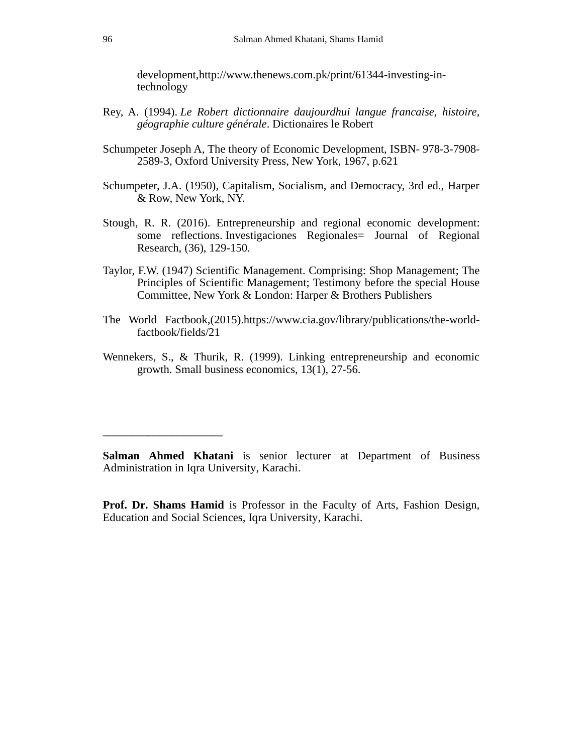development,http://www.thenews.com.pk/print/61344-investing-in-technology

Rey, A. (1994). *Le Robert dictionnaire daujourdhui langue francaise, histoire, géographie culture générale*. Dictionaires le Robert

Schumpeter Joseph A, The theory of Economic Development, ISBN- 978-3-7908-2589-3, Oxford University Press, New York, 1967, p.621

Schumpeter, J.A. (1950), Capitalism, Socialism, and Democracy, 3rd ed., Harper & Row, New York, NY.

Stough, R. R. (2016). Entrepreneurship and regional economic development: some reflections. Investigaciones Regionales= Journal of Regional Research, (36), 129-150.

Taylor, F.W. (1947) Scientific Management. Comprising: Shop Management; The Principles of Scientific Management; Testimony before the special House Committee, New York & London: Harper & Brothers Publishers

The World Factbook,(2015).https://www.cia.gov/library/publications/the-world-factbook/fields/21

Wennekers, S., & Thurik, R. (1999). Linking entrepreneurship and economic growth. Small business economics, 13(1), 27-56.

---

**Salman Ahmed Khatani** is senior lecturer at Department of Business Administration in Iqra University, Karachi.

**Prof. Dr. Shams Hamid** is Professor in the Faculty of Arts, Fashion Design, Education and Social Sciences, Iqra University, Karachi.